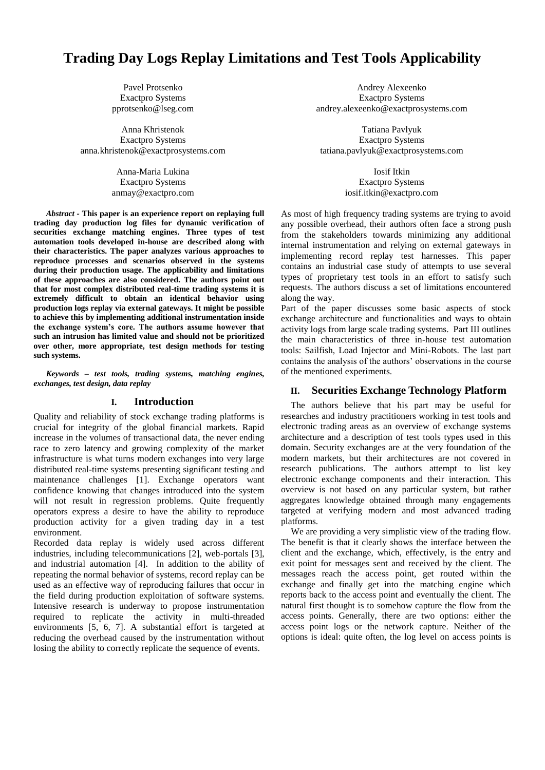# Trading Day Logs Replay Limitations and Test Tools Applicability

Pavel Protsenko
Exactpro Systems
pprotsenko@lseg.com

Andrey Alexeenko
Exactpro Systems
andrey.alexeenko@exactprosystems.com

Anna Khristenok
Exactpro Systems
anna.khristenok@exactprosystems.com

Tatiana Pavlyuk
Exactpro Systems
tatiana.pavlyuk@exactprosystems.com

Anna-Maria Lukina
Exactpro Systems
anmay@exactpro.com

Iosif Itkin
Exactpro Systems
iosif.itkin@exactpro.com

***Abstract* - This paper is an experience report on replaying full trading day production log files for dynamic verification of securities exchange matching engines. Three types of test automation tools developed in-house are described along with their characteristics. The paper analyzes various approaches to reproduce processes and scenarios observed in the systems during their production usage. The applicability and limitations of these approaches are also considered. The authors point out that for most complex distributed real-time trading systems it is extremely difficult to obtain an identical behavior using production logs replay via external gateways. It might be possible to achieve this by implementing additional instrumentation inside the exchange system's core. The authors assume however that such an intrusion has limited value and should not be prioritized over other, more appropriate, test design methods for testing such systems.**

***Keywords – test tools, trading systems, matching engines, exchanges, test design, data replay***

## I. Introduction

Quality and reliability of stock exchange trading platforms is crucial for integrity of the global financial markets. Rapid increase in the volumes of transactional data, the never ending race to zero latency and growing complexity of the market infrastructure is what turns modern exchanges into very large distributed real-time systems presenting significant testing and maintenance challenges [1]. Exchange operators want confidence knowing that changes introduced into the system will not result in regression problems. Quite frequently operators express a desire to have the ability to reproduce production activity for a given trading day in a test environment.

Recorded data replay is widely used across different industries, including telecommunications [2], web-portals [3], and industrial automation [4]. In addition to the ability of repeating the normal behavior of systems, record replay can be used as an effective way of reproducing failures that occur in the field during production exploitation of software systems. Intensive research is underway to propose instrumentation required to replicate the activity in multi-threaded environments [5, 6, 7]. A substantial effort is targeted at reducing the overhead caused by the instrumentation without losing the ability to correctly replicate the sequence of events.

As most of high frequency trading systems are trying to avoid any possible overhead, their authors often face a strong push from the stakeholders towards minimizing any additional internal instrumentation and relying on external gateways in implementing record replay test harnesses. This paper contains an industrial case study of attempts to use several types of proprietary test tools in an effort to satisfy such requests. The authors discuss a set of limitations encountered along the way.

Part of the paper discusses some basic aspects of stock exchange architecture and functionalities and ways to obtain activity logs from large scale trading systems. Part III outlines the main characteristics of three in-house test automation tools: Sailfish, Load Injector and Mini-Robots. The last part contains the analysis of the authors' observations in the course of the mentioned experiments.

## II. Securities Exchange Technology Platform

The authors believe that his part may be useful for researches and industry practitioners working in test tools and electronic trading areas as an overview of exchange systems architecture and a description of test tools types used in this domain. Security exchanges are at the very foundation of the modern markets, but their architectures are not covered in research publications. The authors attempt to list key electronic exchange components and their interaction. This overview is not based on any particular system, but rather aggregates knowledge obtained through many engagements targeted at verifying modern and most advanced trading platforms.

We are providing a very simplistic view of the trading flow. The benefit is that it clearly shows the interface between the client and the exchange, which, effectively, is the entry and exit point for messages sent and received by the client. The messages reach the access point, get routed within the exchange and finally get into the matching engine which reports back to the access point and eventually the client. The natural first thought is to somehow capture the flow from the access points. Generally, there are two options: either the access point logs or the network capture. Neither of the options is ideal: quite often, the log level on access points is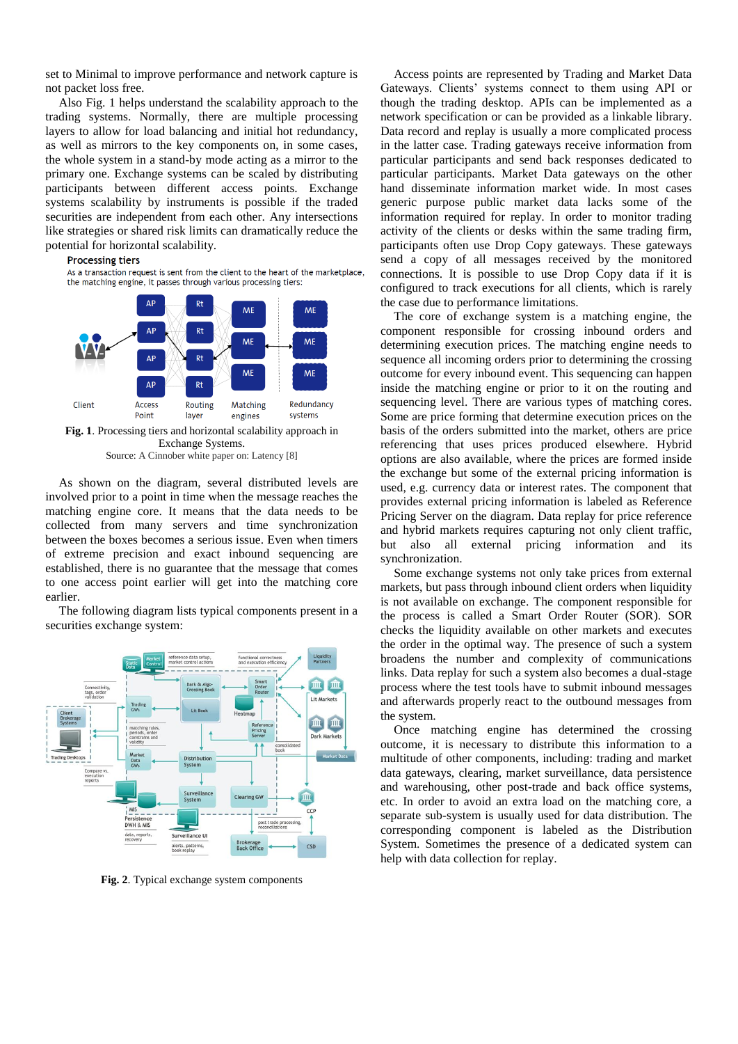set to Minimal to improve performance and network capture is not packet loss free.

Also Fig. 1 helps understand the scalability approach to the trading systems. Normally, there are multiple processing layers to allow for load balancing and initial hot redundancy, as well as mirrors to the key components on, in some cases, the whole system in a stand-by mode acting as a mirror to the primary one. Exchange systems can be scaled by distributing participants between different access points. Exchange systems scalability by instruments is possible if the traded securities are independent from each other. Any intersections like strategies or shared risk limits can dramatically reduce the potential for horizontal scalability.

**Fig. 1**. Processing tiers and horizontal scalability approach in Exchange Systems.
Source: A Cinnober white paper on: Latency [8]

As shown on the diagram, several distributed levels are involved prior to a point in time when the message reaches the matching engine core. It means that the data needs to be collected from many servers and time synchronization between the boxes becomes a serious issue. Even when timers of extreme precision and exact inbound sequencing are established, there is no guarantee that the message that comes to one access point earlier will get into the matching core earlier.

The following diagram lists typical components present in a securities exchange system:

**Fig. 2**. Typical exchange system components

Access points are represented by Trading and Market Data Gateways. Clients' systems connect to them using API or though the trading desktop. APIs can be implemented as a network specification or can be provided as a linkable library. Data record and replay is usually a more complicated process in the latter case. Trading gateways receive information from particular participants and send back responses dedicated to particular participants. Market Data gateways on the other hand disseminate information market wide. In most cases generic purpose public market data lacks some of the information required for replay. In order to monitor trading activity of the clients or desks within the same trading firm, participants often use Drop Copy gateways. These gateways send a copy of all messages received by the monitored connections. It is possible to use Drop Copy data if it is configured to track executions for all clients, which is rarely the case due to performance limitations.

The core of exchange system is a matching engine, the component responsible for crossing inbound orders and determining execution prices. The matching engine needs to sequence all incoming orders prior to determining the crossing outcome for every inbound event. This sequencing can happen inside the matching engine or prior to it on the routing and sequencing level. There are various types of matching cores. Some are price forming that determine execution prices on the basis of the orders submitted into the market, others are price referencing that uses prices produced elsewhere. Hybrid options are also available, where the prices are formed inside the exchange but some of the external pricing information is used, e.g. currency data or interest rates. The component that provides external pricing information is labeled as Reference Pricing Server on the diagram. Data replay for price reference and hybrid markets requires capturing not only client traffic, but also all external pricing information and its synchronization.

Some exchange systems not only take prices from external markets, but pass through inbound client orders when liquidity is not available on exchange. The component responsible for the process is called a Smart Order Router (SOR). SOR checks the liquidity available on other markets and executes the order in the optimal way. The presence of such a system broadens the number and complexity of communications links. Data replay for such a system also becomes a dual-stage process where the test tools have to submit inbound messages and afterwards properly react to the outbound messages from the system.

Once matching engine has determined the crossing outcome, it is necessary to distribute this information to a multitude of other components, including: trading and market data gateways, clearing, market surveillance, data persistence and warehousing, other post-trade and back office systems, etc. In order to avoid an extra load on the matching core, a separate sub-system is usually used for data distribution. The corresponding component is labeled as the Distribution System. Sometimes the presence of a dedicated system can help with data collection for replay.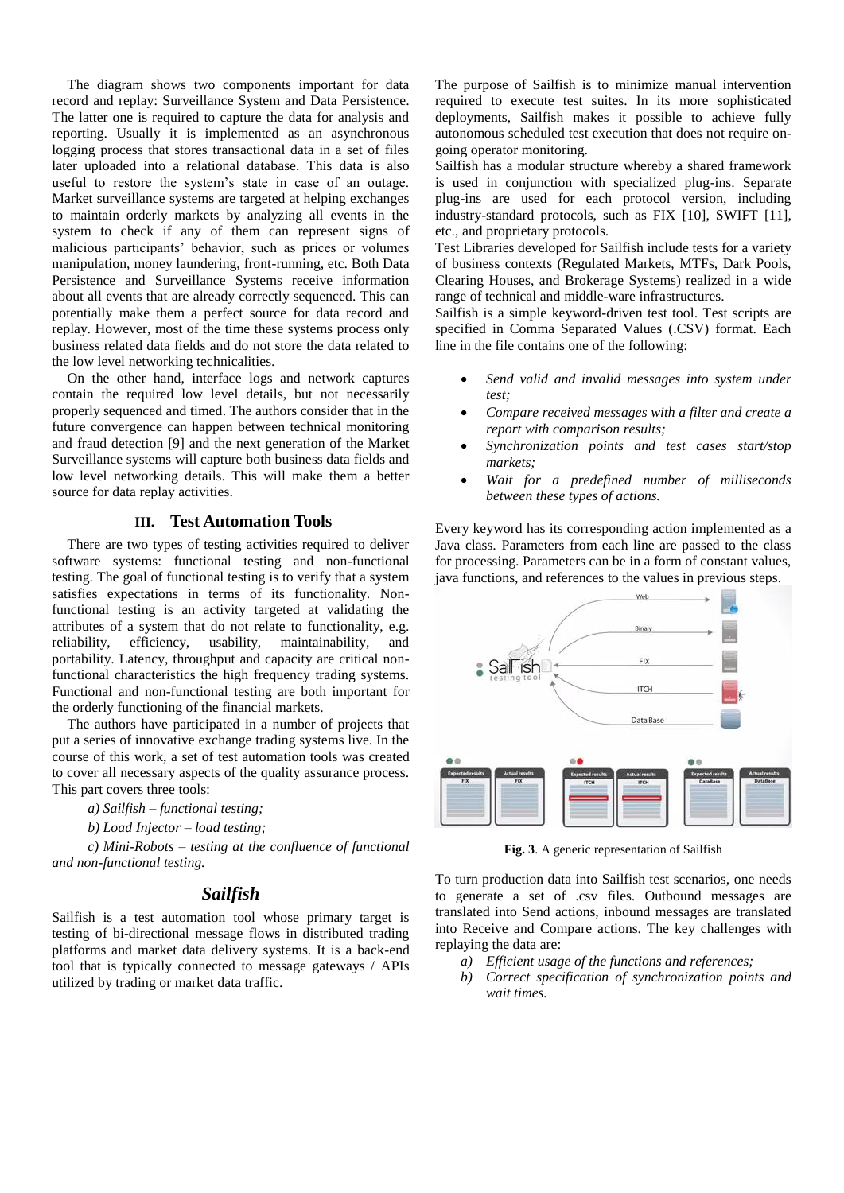The diagram shows two components important for data record and replay: Surveillance System and Data Persistence. The latter one is required to capture the data for analysis and reporting. Usually it is implemented as an asynchronous logging process that stores transactional data in a set of files later uploaded into a relational database. This data is also useful to restore the system's state in case of an outage. Market surveillance systems are targeted at helping exchanges to maintain orderly markets by analyzing all events in the system to check if any of them can represent signs of malicious participants' behavior, such as prices or volumes manipulation, money laundering, front-running, etc. Both Data Persistence and Surveillance Systems receive information about all events that are already correctly sequenced. This can potentially make them a perfect source for data record and replay. However, most of the time these systems process only business related data fields and do not store the data related to the low level networking technicalities.

On the other hand, interface logs and network captures contain the required low level details, but not necessarily properly sequenced and timed. The authors consider that in the future convergence can happen between technical monitoring and fraud detection [9] and the next generation of the Market Surveillance systems will capture both business data fields and low level networking details. This will make them a better source for data replay activities.

## III. Test Automation Tools

There are two types of testing activities required to deliver software systems: functional testing and non-functional testing. The goal of functional testing is to verify that a system satisfies expectations in terms of its functionality. Non-functional testing is an activity targeted at validating the attributes of a system that do not relate to functionality, e.g. reliability, efficiency, usability, maintainability, and portability. Latency, throughput and capacity are critical non-functional characteristics the high frequency trading systems. Functional and non-functional testing are both important for the orderly functioning of the financial markets.

The authors have participated in a number of projects that put a series of innovative exchange trading systems live. In the course of this work, a set of test automation tools was created to cover all necessary aspects of the quality assurance process. This part covers three tools:

*a) Sailfish – functional testing;*

*b) Load Injector – load testing;*

*c) Mini-Robots – testing at the confluence of functional and non-functional testing.*

### *Sailfish*

Sailfish is a test automation tool whose primary target is testing of bi-directional message flows in distributed trading platforms and market data delivery systems. It is a back-end tool that is typically connected to message gateways / APIs utilized by trading or market data traffic.

The purpose of Sailfish is to minimize manual intervention required to execute test suites. In its more sophisticated deployments, Sailfish makes it possible to achieve fully autonomous scheduled test execution that does not require on-going operator monitoring.

Sailfish has a modular structure whereby a shared framework is used in conjunction with specialized plug-ins. Separate plug-ins are used for each protocol version, including industry-standard protocols, such as FIX [10], SWIFT [11], etc., and proprietary protocols.

Test Libraries developed for Sailfish include tests for a variety of business contexts (Regulated Markets, MTFs, Dark Pools, Clearing Houses, and Brokerage Systems) realized in a wide range of technical and middle-ware infrastructures.

Sailfish is a simple keyword-driven test tool. Test scripts are specified in Comma Separated Values (.CSV) format. Each line in the file contains one of the following:

- *Send valid and invalid messages into system under test;*
- *Compare received messages with a filter and create a report with comparison results;*
- *Synchronization points and test cases start/stop markets;*
- *Wait for a predefined number of milliseconds between these types of actions.*

Every keyword has its corresponding action implemented as a Java class. Parameters from each line are passed to the class for processing. Parameters can be in a form of constant values, java functions, and references to the values in previous steps.

**Fig. 3**. A generic representation of Sailfish

To turn production data into Sailfish test scenarios, one needs to generate a set of .csv files. Outbound messages are translated into Send actions, inbound messages are translated into Receive and Compare actions. The key challenges with replaying the data are:

*a) Efficient usage of the functions and references;*

*b) Correct specification of synchronization points and wait times.*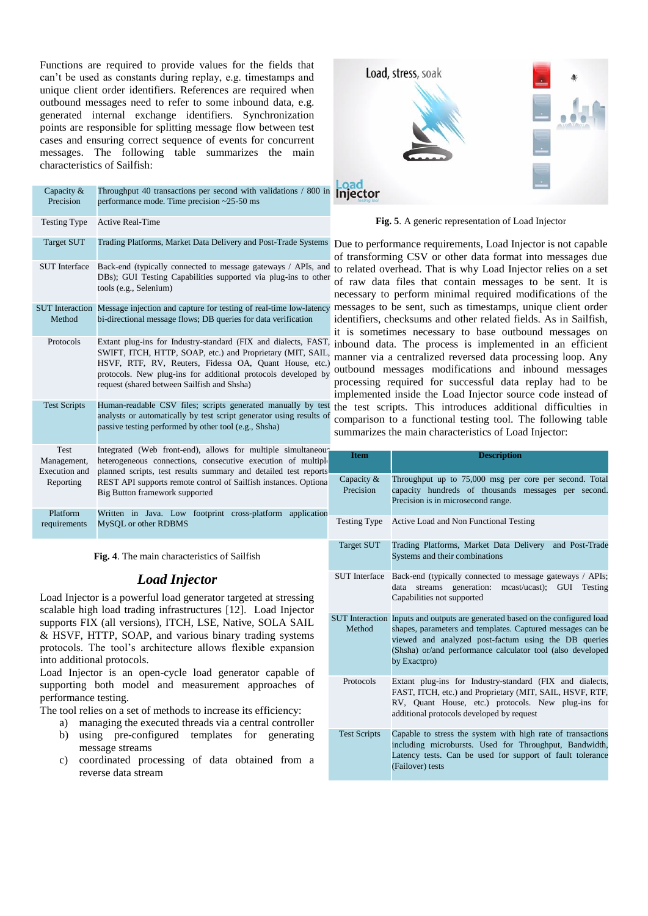Functions are required to provide values for the fields that can't be used as constants during replay, e.g. timestamps and unique client order identifiers. References are required when outbound messages need to refer to some inbound data, e.g. generated internal exchange identifiers. Synchronization points are responsible for splitting message flow between test cases and ensuring correct sequence of events for concurrent messages. The following table summarizes the main characteristics of Sailfish:

| | |
|---|---|
| Capacity & Precision | Throughput 40 transactions per second with validations / 800 in performance mode. Time precision ~25-50 ms |
| Testing Type | Active Real-Time |
| Target SUT | Trading Platforms, Market Data Delivery and Post-Trade Systems |
| SUT Interface | Back-end (typically connected to message gateways / APIs, and DBs); GUI Testing Capabilities supported via plug-ins to other tools (e.g., Selenium) |
| SUT Interaction Method | Message injection and capture for testing of real-time low-latency bi-directional message flows; DB queries for data verification |
| Protocols | Extant plug-ins for Industry-standard (FIX and dialects, FAST, SWIFT, ITCH, HTTP, SOAP, etc.) and Proprietary (MIT, SAIL, HSVF, RTF, RV, Reuters, Fidessa OA, Quant House, etc.) protocols. New plug-ins for additional protocols developed by request (shared between Sailfish and Shsha) |
| Test Scripts | Human-readable CSV files; scripts generated manually by test analysts or automatically by test script generator using results of passive testing performed by other tool (e.g., Shsha) |
| Test Management, Execution and Reporting | Integrated (Web front-end), allows for multiple simultaneous heterogeneous connections, consecutive execution of multiple planned scripts, test results summary and detailed test reports. REST API supports remote control of Sailfish instances. Optional Big Button framework supported |
| Platform requirements | Written in Java. Low footprint cross-platform application. MySQL or other RDBMS |

**Fig. 4**. The main characteristics of Sailfish

## *Load Injector*

Load Injector is a powerful load generator targeted at stressing scalable high load trading infrastructures [12]. Load Injector supports FIX (all versions), ITCH, LSE, Native, SOLA SAIL & HSVF, HTTP, SOAP, and various binary trading systems protocols. The tool's architecture allows flexible expansion into additional protocols.

Load Injector is an open-cycle load generator capable of supporting both model and measurement approaches of performance testing.

The tool relies on a set of methods to increase its efficiency:

a) managing the executed threads via a central controller
b) using pre-configured templates for generating message streams
c) coordinated processing of data obtained from a reverse data stream

**Fig. 5**. A generic representation of Load Injector

Due to performance requirements, Load Injector is not capable of transforming CSV or other data format into messages due to related overhead. That is why Load Injector relies on a set of raw data files that contain messages to be sent. It is necessary to perform minimal required modifications of the messages to be sent, such as timestamps, unique client order identifiers, checksums and other related fields. As in Sailfish, it is sometimes necessary to base outbound messages on inbound data. The process is implemented in an efficient manner via a centralized reversed data processing loop. Any outbound messages modifications and inbound messages processing required for successful data replay had to be implemented inside the Load Injector source code instead of the test scripts. This introduces additional difficulties in comparison to a functional testing tool. The following table summarizes the main characteristics of Load Injector:

| Item | Description |
|---|---|
| Capacity & Precision | Throughput up to 75,000 msg per core per second. Total capacity hundreds of thousands messages per second. Precision is in microsecond range. |
| Testing Type | Active Load and Non Functional Testing |
| Target SUT | Trading Platforms, Market Data Delivery and Post-Trade Systems and their combinations |
| SUT Interface | Back-end (typically connected to message gateways / APIs; data streams generation: mcast/ucast); GUI Testing Capabilities not supported |
| SUT Interaction Method | Inputs and outputs are generated based on the configured load shapes, parameters and templates. Captured messages can be viewed and analyzed post-factum using the DB queries (Shsha) or/and performance calculator tool (also developed by Exactpro) |
| Protocols | Extant plug-ins for Industry-standard (FIX and dialects, FAST, ITCH, etc.) and Proprietary (MIT, SAIL, HSVF, RTF, RV, Quant House, etc.) protocols. New plug-ins for additional protocols developed by request |
| Test Scripts | Capable to stress the system with high rate of transactions including microbursts. Used for Throughput, Bandwidth, Latency tests. Can be used for support of fault tolerance (Failover) tests |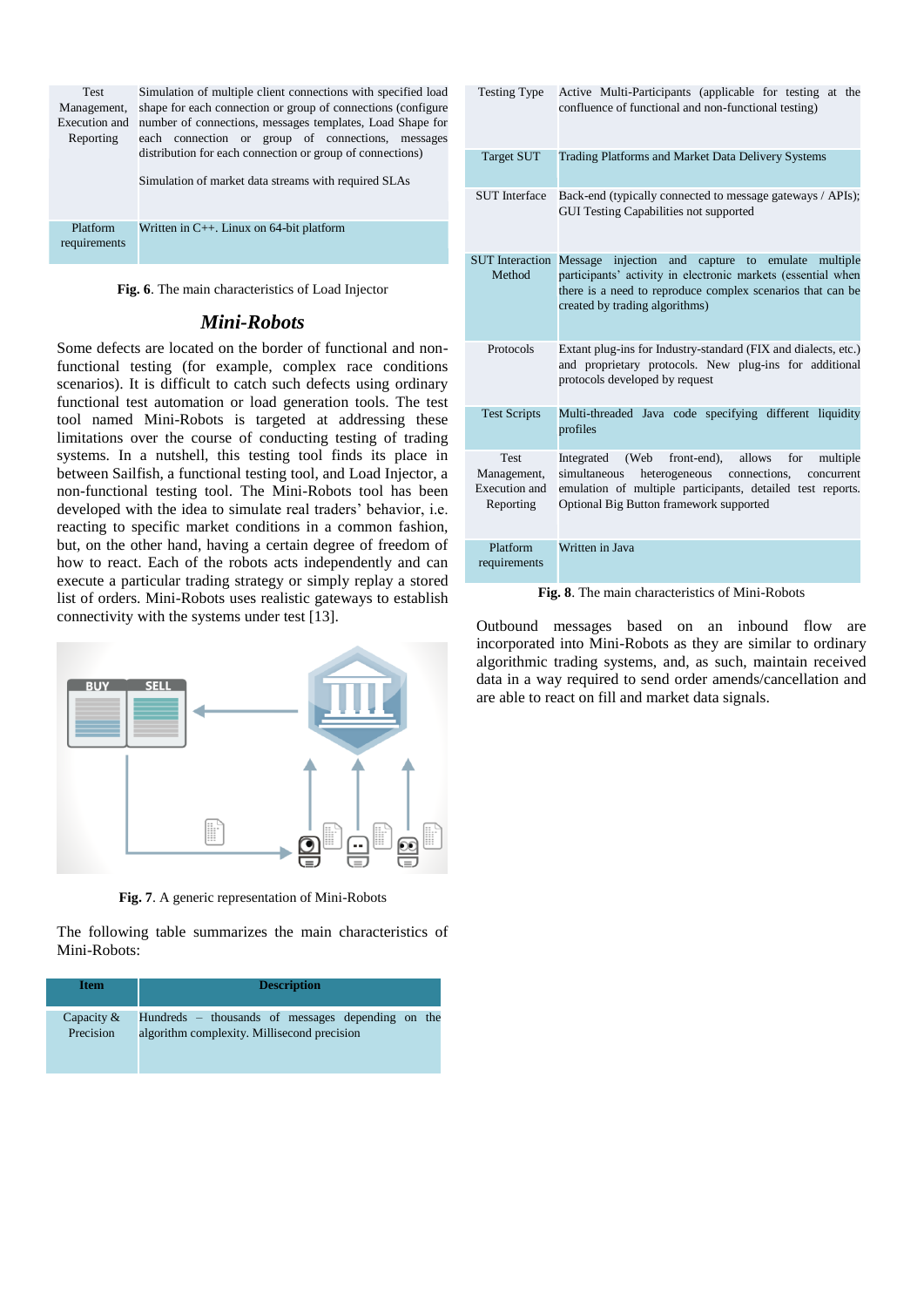| | |
|---|---|
| Test Management, Execution and Reporting | Simulation of multiple client connections with specified load shape for each connection or group of connections (configure number of connections, messages templates, Load Shape for each connection or group of connections, messages distribution for each connection or group of connections)<br><br>Simulation of market data streams with required SLAs |
| Platform requirements | Written in C++. Linux on 64-bit platform |

**Fig. 6**. The main characteristics of Load Injector

## *Mini-Robots*

Some defects are located on the border of functional and non-functional testing (for example, complex race conditions scenarios). It is difficult to catch such defects using ordinary functional test automation or load generation tools. The test tool named Mini-Robots is targeted at addressing these limitations over the course of conducting testing of trading systems. In a nutshell, this testing tool finds its place in between Sailfish, a functional testing tool, and Load Injector, a non-functional testing tool. The Mini-Robots tool has been developed with the idea to simulate real traders' behavior, i.e. reacting to specific market conditions in a common fashion, but, on the other hand, having a certain degree of freedom of how to react. Each of the robots acts independently and can execute a particular trading strategy or simply replay a stored list of orders. Mini-Robots uses realistic gateways to establish connectivity with the systems under test [13].

**Fig. 7**. A generic representation of Mini-Robots

The following table summarizes the main characteristics of Mini-Robots:

| Item | Description |
|---|---|
| Capacity & Precision | Hundreds – thousands of messages depending on the algorithm complexity. Millisecond precision |
| Testing Type | Active Multi-Participants (applicable for testing at the confluence of functional and non-functional testing) |
| Target SUT | Trading Platforms and Market Data Delivery Systems |
| SUT Interface | Back-end (typically connected to message gateways / APIs); GUI Testing Capabilities not supported |
| SUT Interaction Method | Message injection and capture to emulate multiple participants' activity in electronic markets (essential when there is a need to reproduce complex scenarios that can be created by trading algorithms) |
| Protocols | Extant plug-ins for Industry-standard (FIX and dialects, etc.) and proprietary protocols. New plug-ins for additional protocols developed by request |
| Test Scripts | Multi-threaded Java code specifying different liquidity profiles |
| Test Management, Execution and Reporting | Integrated (Web front-end), allows for multiple simultaneous heterogeneous connections, concurrent emulation of multiple participants, detailed test reports. Optional Big Button framework supported |
| Platform requirements | Written in Java |

**Fig. 8**. The main characteristics of Mini-Robots

Outbound messages based on an inbound flow are incorporated into Mini-Robots as they are similar to ordinary algorithmic trading systems, and, as such, maintain received data in a way required to send order amends/cancellation and are able to react on fill and market data signals.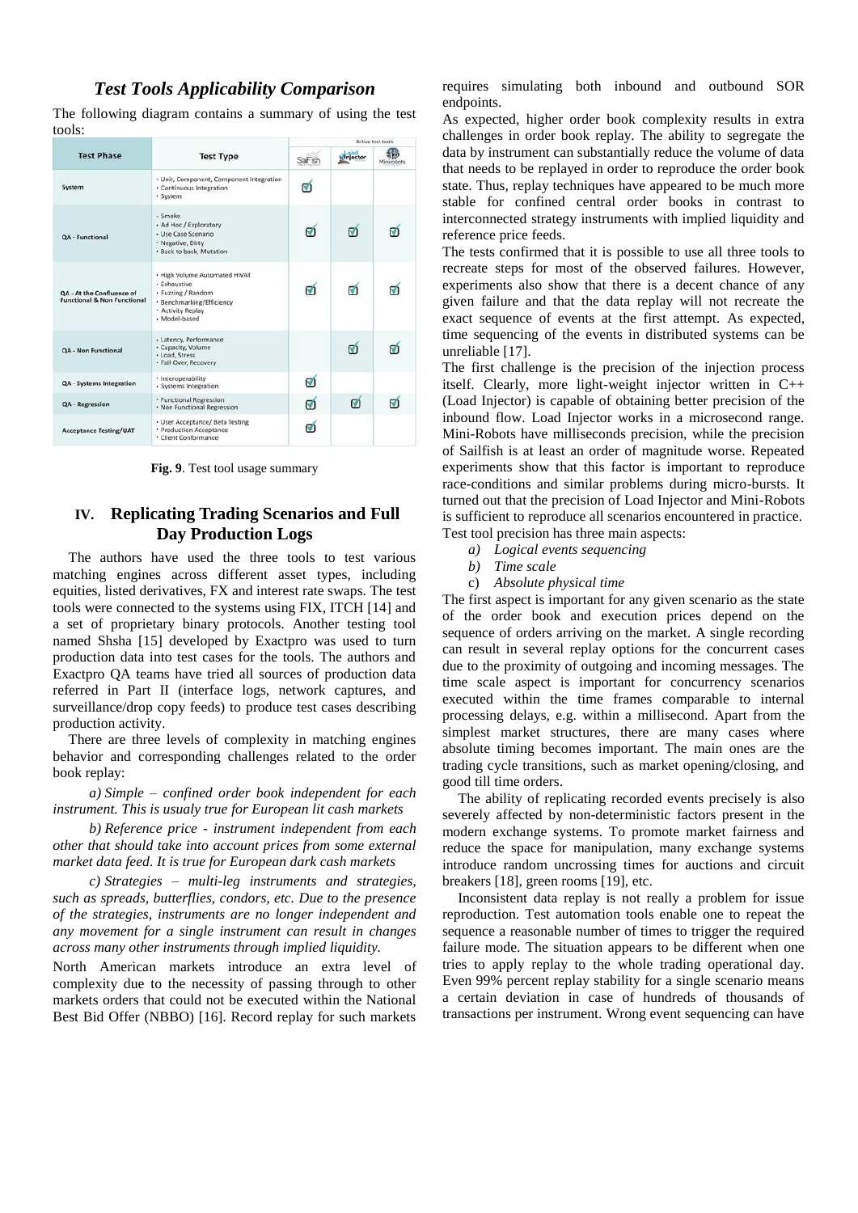## *Test Tools Applicability Comparison*

The following diagram contains a summary of using the test tools:

| Test Phase | Test Type | Active test tools | | |
|---|---|---|---|---|
| | | Sailfish | Load Injector | Minirobots |
| System | • Unit, Component, Component Integration<br>• Continuous Integration<br>• System | ☑ | | |
| QA - Functional | • Smoke<br>• Ad Hoc / Exploratory<br>• Use Case Scenario<br>• Negative, Dirty<br>• Back to back, Mutation | ☑ | ☑ | ☑ |
| QA - At the Confluence of Functional & Non Functional | • High Volume Automated HiVAT<br>• Exhaustive<br>• Fuzzing / Random<br>• Benchmarking/Efficiency<br>• Activity Replay<br>• Model-based | ☑ | ☑ | ☑ |
| QA - Non Functional | • Latency, Performance<br>• Capacity, Volume<br>• Load, Stress<br>• Fail-Over, Recovery | | ☑ | ☑ |
| QA - Systems Integration | • Interoperability<br>• Systems Integration | ☑ | | |
| QA - Regression | • Functional Regression<br>• Non Functional Regression | ☑ | ☑ | ☑ |
| Acceptance Testing/UAT | • User Acceptance/ Beta Testing<br>• Production Acceptance<br>• Client Conformance | ☑ | | |

**Fig. 9**. Test tool usage summary

## IV. Replicating Trading Scenarios and Full Day Production Logs

The authors have used the three tools to test various matching engines across different asset types, including equities, listed derivatives, FX and interest rate swaps. The test tools were connected to the systems using FIX, ITCH [14] and a set of proprietary binary protocols. Another testing tool named Shsha [15] developed by Exactpro was used to turn production data into test cases for the tools. The authors and Exactpro QA teams have tried all sources of production data referred in Part II (interface logs, network captures, and surveillance/drop copy feeds) to produce test cases describing production activity.

There are three levels of complexity in matching engines behavior and corresponding challenges related to the order book replay:

*a) Simple – confined order book independent for each instrument. This is usualy true for European lit cash markets*

*b) Reference price - instrument independent from each other that should take into account prices from some external market data feed. It is true for European dark cash markets*

*c) Strategies – multi-leg instruments and strategies, such as spreads, butterflies, condors, etc. Due to the presence of the strategies, instruments are no longer independent and any movement for a single instrument can result in changes across many other instruments through implied liquidity.*

North American markets introduce an extra level of complexity due to the necessity of passing through to other markets orders that could not be executed within the National Best Bid Offer (NBBO) [16]. Record replay for such markets requires simulating both inbound and outbound SOR endpoints.

As expected, higher order book complexity results in extra challenges in order book replay. The ability to segregate the data by instrument can substantially reduce the volume of data that needs to be replayed in order to reproduce the order book state. Thus, replay techniques have appeared to be much more stable for confined central order books in contrast to interconnected strategy instruments with implied liquidity and reference price feeds.

The tests confirmed that it is possible to use all three tools to recreate steps for most of the observed failures. However, experiments also show that there is a decent chance of any given failure and that the data replay will not recreate the exact sequence of events at the first attempt. As expected, time sequencing of the events in distributed systems can be unreliable [17].

The first challenge is the precision of the injection process itself. Clearly, more light-weight injector written in C++ (Load Injector) is capable of obtaining better precision of the inbound flow. Load Injector works in a microsecond range. Mini-Robots have milliseconds precision, while the precision of Sailfish is at least an order of magnitude worse. Repeated experiments show that this factor is important to reproduce race-conditions and similar problems during micro-bursts. It turned out that the precision of Load Injector and Mini-Robots is sufficient to reproduce all scenarios encountered in practice.

Test tool precision has three main aspects:

*a) Logical events sequencing*
*b) Time scale*
c) *Absolute physical time*

The first aspect is important for any given scenario as the state of the order book and execution prices depend on the sequence of orders arriving on the market. A single recording can result in several replay options for the concurrent cases due to the proximity of outgoing and incoming messages. The time scale aspect is important for concurrency scenarios executed within the time frames comparable to internal processing delays, e.g. within a millisecond. Apart from the simplest market structures, there are many cases where absolute timing becomes important. The main ones are the trading cycle transitions, such as market opening/closing, and good till time orders.

The ability of replicating recorded events precisely is also severely affected by non-deterministic factors present in the modern exchange systems. To promote market fairness and reduce the space for manipulation, many exchange systems introduce random uncrossing times for auctions and circuit breakers [18], green rooms [19], etc.

Inconsistent data replay is not really a problem for issue reproduction. Test automation tools enable one to repeat the sequence a reasonable number of times to trigger the required failure mode. The situation appears to be different when one tries to apply replay to the whole trading operational day. Even 99% percent replay stability for a single scenario means a certain deviation in case of hundreds of thousands of transactions per instrument. Wrong event sequencing can have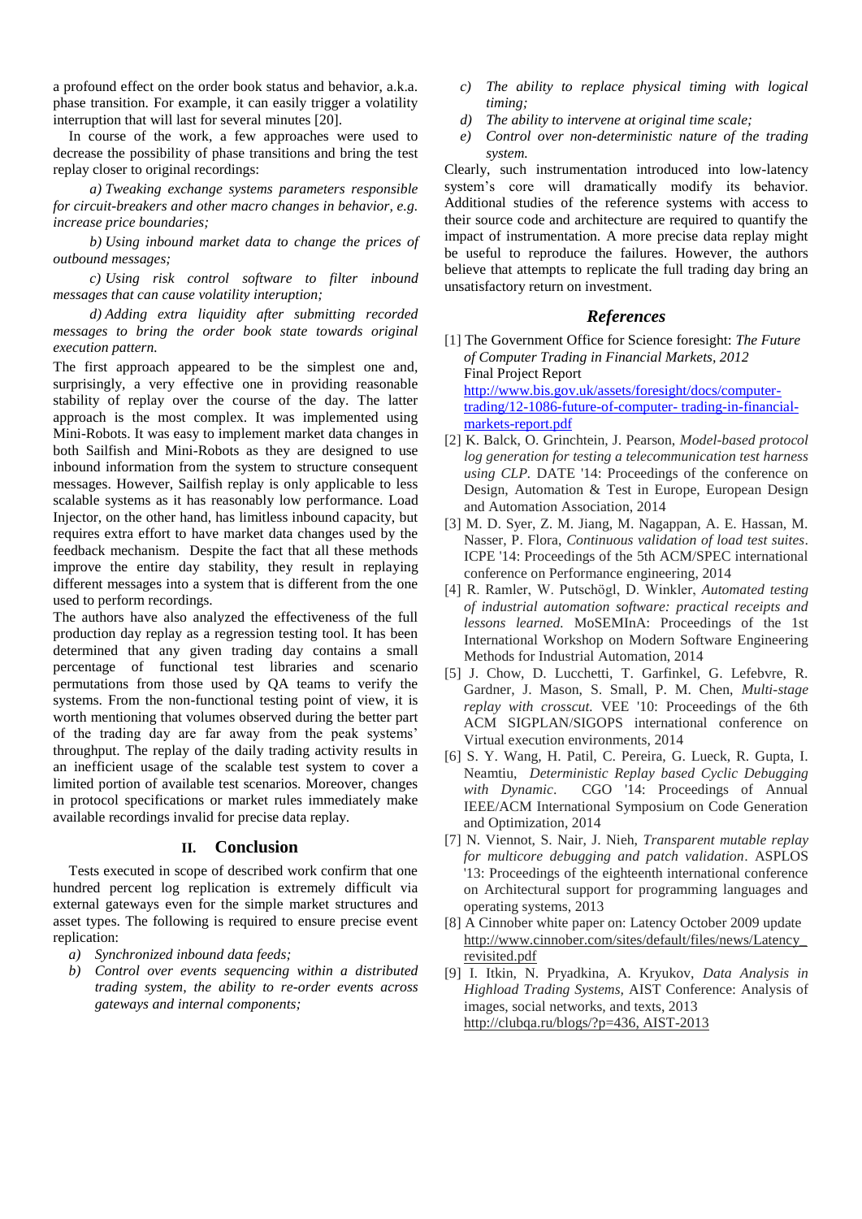a profound effect on the order book status and behavior, a.k.a. phase transition. For example, it can easily trigger a volatility interruption that will last for several minutes [20].

In course of the work, a few approaches were used to decrease the possibility of phase transitions and bring the test replay closer to original recordings:

*a) Tweaking exchange systems parameters responsible for circuit-breakers and other macro changes in behavior, e.g. increase price boundaries;*

*b) Using inbound market data to change the prices of outbound messages;*

*c) Using risk control software to filter inbound messages that can cause volatility interuption;*

*d) Adding extra liquidity after submitting recorded messages to bring the order book state towards original execution pattern.*

The first approach appeared to be the simplest one and, surprisingly, a very effective one in providing reasonable stability of replay over the course of the day. The latter approach is the most complex. It was implemented using Mini-Robots. It was easy to implement market data changes in both Sailfish and Mini-Robots as they are designed to use inbound information from the system to structure consequent messages. However, Sailfish replay is only applicable to less scalable systems as it has reasonably low performance. Load Injector, on the other hand, has limitless inbound capacity, but requires extra effort to have market data changes used by the feedback mechanism. Despite the fact that all these methods improve the entire day stability, they result in replaying different messages into a system that is different from the one used to perform recordings.

The authors have also analyzed the effectiveness of the full production day replay as a regression testing tool. It has been determined that any given trading day contains a small percentage of functional test libraries and scenario permutations from those used by QA teams to verify the systems. From the non-functional testing point of view, it is worth mentioning that volumes observed during the better part of the trading day are far away from the peak systems' throughput. The replay of the daily trading activity results in an inefficient usage of the scalable test system to cover a limited portion of available test scenarios. Moreover, changes in protocol specifications or market rules immediately make available recordings invalid for precise data replay.

## II. Conclusion

Tests executed in scope of described work confirm that one hundred percent log replication is extremely difficult via external gateways even for the simple market structures and asset types. The following is required to ensure precise event replication:

*a) Synchronized inbound data feeds;*

*b) Control over events sequencing within a distributed trading system, the ability to re-order events across gateways and internal components;*

*c) The ability to replace physical timing with logical timing;*

*d) The ability to intervene at original time scale;*

*e) Control over non-deterministic nature of the trading system.*

Clearly, such instrumentation introduced into low-latency system's core will dramatically modify its behavior. Additional studies of the reference systems with access to their source code and architecture are required to quantify the impact of instrumentation. A more precise data replay might be useful to reproduce the failures. However, the authors believe that attempts to replicate the full trading day bring an unsatisfactory return on investment.

## References

[1] The Government Office for Science foresight: *The Future of Computer Trading in Financial Markets, 2012* Final Project Report http://www.bis.gov.uk/assets/foresight/docs/computer-trading/12-1086-future-of-computer- trading-in-financial-markets-report.pdf

[2] K. Balck, O. Grinchtein, J. Pearson, *Model-based protocol log generation for testing a telecommunication test harness using CLP.* DATE '14: Proceedings of the conference on Design, Automation & Test in Europe, European Design and Automation Association, 2014

[3] M. D. Syer, Z. M. Jiang, M. Nagappan, A. E. Hassan, M. Nasser, P. Flora, *Continuous validation of load test suites*. ICPE '14: Proceedings of the 5th ACM/SPEC international conference on Performance engineering, 2014

[4] R. Ramler, W. Putschögl, D. Winkler, *Automated testing of industrial automation software: practical receipts and lessons learned.* MoSEMInA: Proceedings of the 1st International Workshop on Modern Software Engineering Methods for Industrial Automation, 2014

[5] J. Chow, D. Lucchetti, T. Garfinkel, G. Lefebvre, R. Gardner, J. Mason, S. Small, P. M. Chen, *Multi-stage replay with crosscut.* VEE '10: Proceedings of the 6th ACM SIGPLAN/SIGOPS international conference on Virtual execution environments, 2014

[6] S. Y. Wang, H. Patil, C. Pereira, G. Lueck, R. Gupta, I. Neamtiu, *Deterministic Replay based Cyclic Debugging with Dynamic*. CGO '14: Proceedings of Annual IEEE/ACM International Symposium on Code Generation and Optimization, 2014

[7] N. Viennot, S. Nair, J. Nieh, *Transparent mutable replay for multicore debugging and patch validation*. ASPLOS '13: Proceedings of the eighteenth international conference on Architectural support for programming languages and operating systems, 2013

[8] A Cinnober white paper on: Latency October 2009 update http://www.cinnober.com/sites/default/files/news/Latency_revisited.pdf

[9] I. Itkin, N. Pryadkina, A. Kryukov, *Data Analysis in Highload Trading Systems,* AIST Conference: Analysis of images, social networks, and texts, 2013 http://clubqa.ru/blogs/?p=436, AIST-2013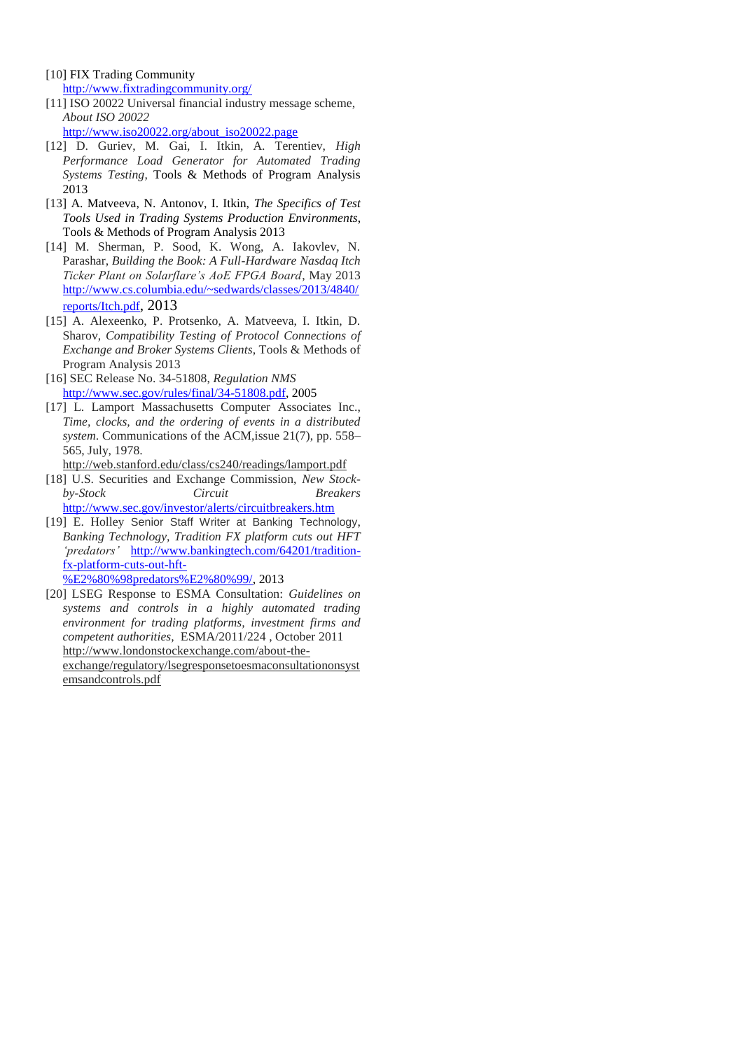[10] FIX Trading Community http://www.fixtradingcommunity.org/

[11] ISO 20022 Universal financial industry message scheme, *About ISO 20022* http://www.iso20022.org/about_iso20022.page

[12] D. Guriev, M. Gai, I. Itkin, A. Terentiev, *High Performance Load Generator for Automated Trading Systems Testing*, Tools & Methods of Program Analysis 2013

[13] A. Matveeva, N. Antonov, I. Itkin, *The Specifics of Test Tools Used in Trading Systems Production Environments*, Tools & Methods of Program Analysis 2013

[14] M. Sherman, P. Sood, K. Wong, A. Iakovlev, N. Parashar, *Building the Book: A Full-Hardware Nasdaq Itch Ticker Plant on Solarflare's AoE FPGA Board*, May 2013 http://www.cs.columbia.edu/~sedwards/classes/2013/4840/reports/Itch.pdf, 2013

[15] A. Alexeenko, P. Protsenko, A. Matveeva, I. Itkin, D. Sharov, *Compatibility Testing of Protocol Connections of Exchange and Broker Systems Clients*, Tools & Methods of Program Analysis 2013

[16] SEC Release No. 34-51808, *Regulation NMS* http://www.sec.gov/rules/final/34-51808.pdf, 2005

[17] L. Lamport Massachusetts Computer Associates Inc., *Time, clocks, and the ordering of events in a distributed system*. Communications of the ACM,issue 21(7), pp. 558–565, July, 1978. http://web.stanford.edu/class/cs240/readings/lamport.pdf

[18] U.S. Securities and Exchange Commission, *New Stock-by-Stock Circuit Breakers* http://www.sec.gov/investor/alerts/circuitbreakers.htm

[19] E. Holley Senior Staff Writer at Banking Technology, *Banking Technology, Tradition FX platform cuts out HFT 'predators'* http://www.bankingtech.com/64201/tradition-fx-platform-cuts-out-hft-%E2%80%98predators%E2%80%99/, 2013

[20] LSEG Response to ESMA Consultation: *Guidelines on systems and controls in a highly automated trading environment for trading platforms, investment firms and competent authorities,* ESMA/2011/224 , October 2011 http://www.londonstockexchange.com/about-the-exchange/regulatory/lsegresponsetoesmaconsultationonsystemsandcontrols.pdf